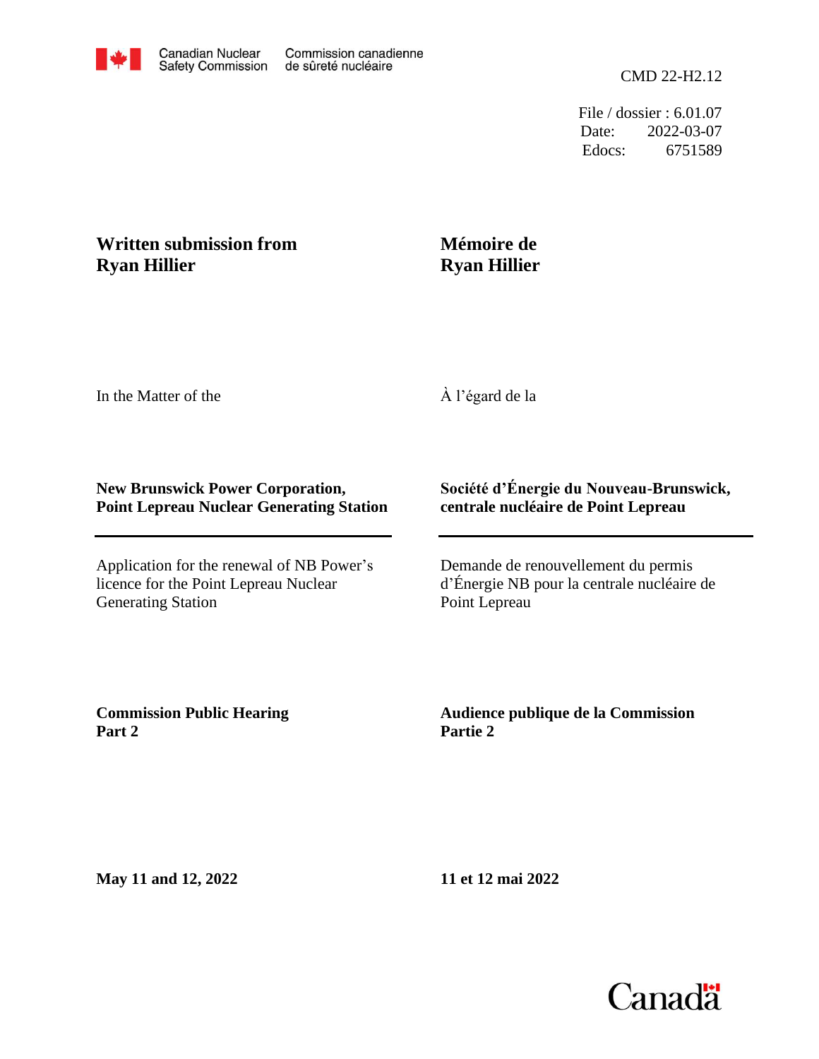Canadian Nuclear Safety Commission | Commission canadienne de sûreté nucléaire

CMD 22-H2.12

File / dossier : 6.01.07
Date: 2022-03-07
Edocs: 6751589

**Written submission from Ryan Hillier**

**Mémoire de Ryan Hillier**

In the Matter of the

À l'égard de la

**New Brunswick Power Corporation, Point Lepreau Nuclear Generating Station**

**Société d'Énergie du Nouveau-Brunswick, centrale nucléaire de Point Lepreau**

Application for the renewal of NB Power's licence for the Point Lepreau Nuclear Generating Station

Demande de renouvellement du permis d'Énergie NB pour la centrale nucléaire de Point Lepreau

**Commission Public Hearing Part 2**

**Audience publique de la Commission Partie 2**

**May 11 and 12, 2022**

**11 et 12 mai 2022**

Canada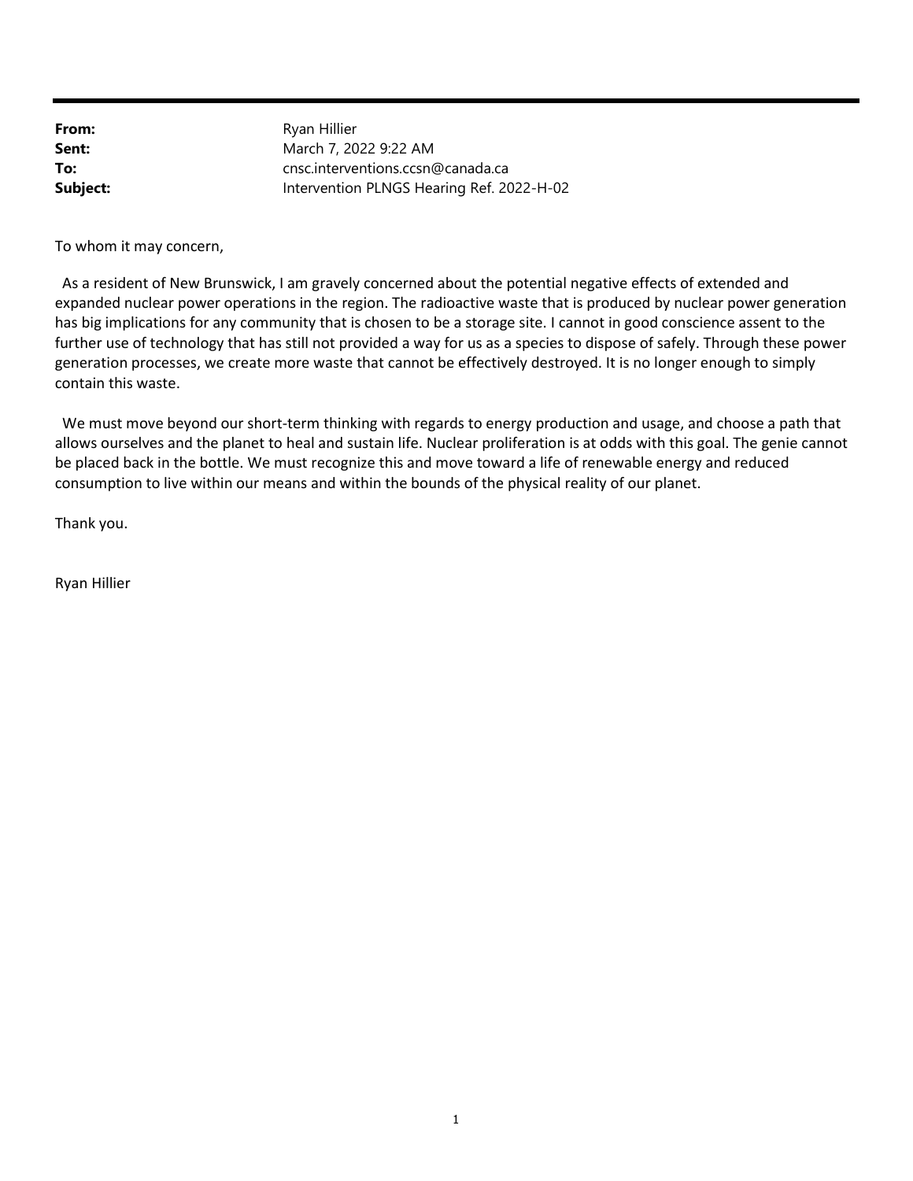**From:** Ryan Hillier
**Sent:** March 7, 2022 9:22 AM
**To:** cnsc.interventions.ccsn@canada.ca
**Subject:** Intervention PLNGS Hearing Ref. 2022-H-02

To whom it may concern,

As a resident of New Brunswick, I am gravely concerned about the potential negative effects of extended and expanded nuclear power operations in the region. The radioactive waste that is produced by nuclear power generation has big implications for any community that is chosen to be a storage site. I cannot in good conscience assent to the further use of technology that has still not provided a way for us as a species to dispose of safely. Through these power generation processes, we create more waste that cannot be effectively destroyed. It is no longer enough to simply contain this waste.

We must move beyond our short-term thinking with regards to energy production and usage, and choose a path that allows ourselves and the planet to heal and sustain life. Nuclear proliferation is at odds with this goal. The genie cannot be placed back in the bottle. We must recognize this and move toward a life of renewable energy and reduced consumption to live within our means and within the bounds of the physical reality of our planet.

Thank you.

Ryan Hillier